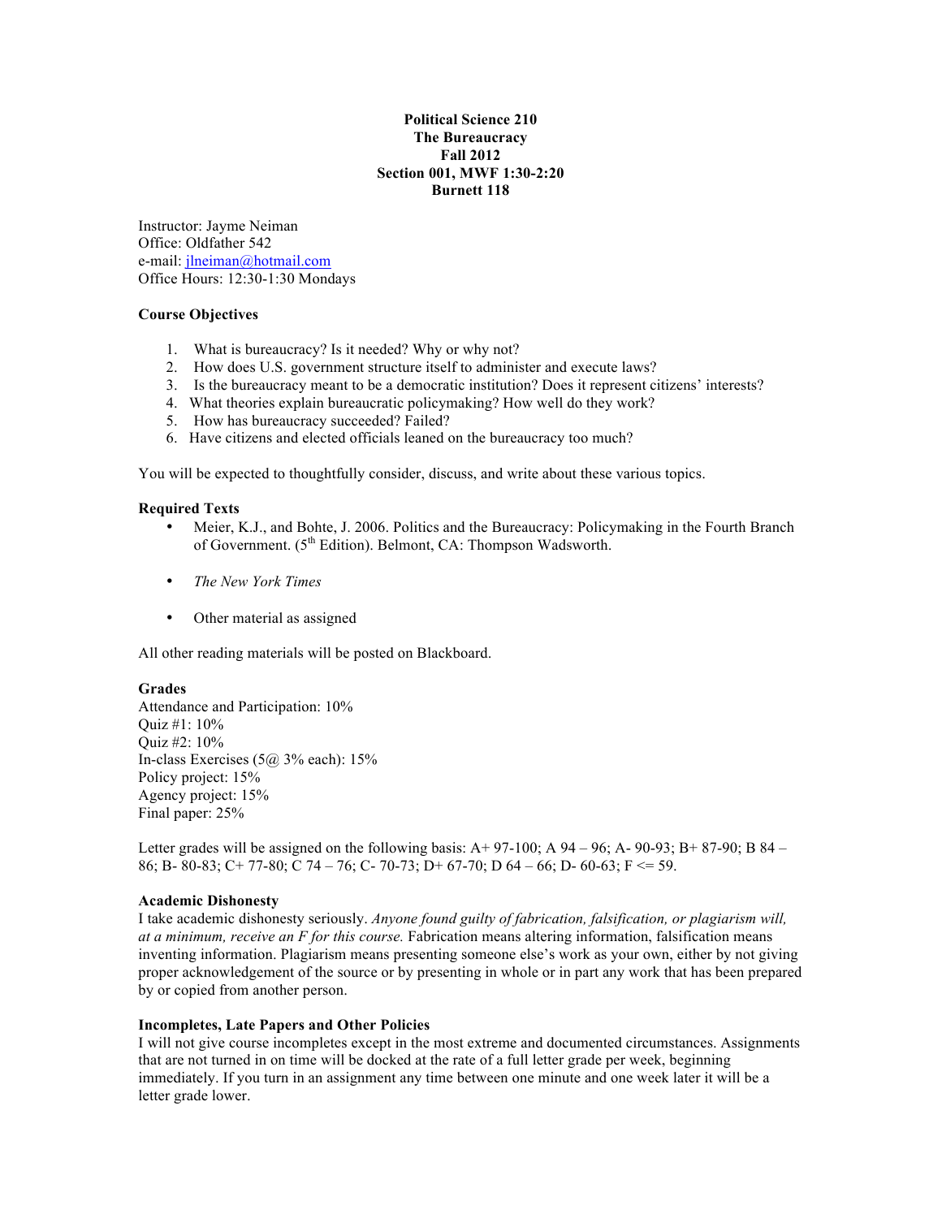**Political Science 210**
**The Bureaucracy**
**Fall 2012**
**Section 001, MWF 1:30-2:20**
**Burnett 118**

Instructor: Jayme Neiman
Office: Oldfather 542
e-mail: jlneiman@hotmail.com
Office Hours: 12:30-1:30 Mondays

### Course Objectives

1. What is bureaucracy? Is it needed? Why or why not?
2. How does U.S. government structure itself to administer and execute laws?
3. Is the bureaucracy meant to be a democratic institution? Does it represent citizens' interests?
4. What theories explain bureaucratic policymaking? How well do they work?
5. How has bureaucracy succeeded? Failed?
6. Have citizens and elected officials leaned on the bureaucracy too much?

You will be expected to thoughtfully consider, discuss, and write about these various topics.

### Required Texts

- Meier, K.J., and Bohte, J. 2006. Politics and the Bureaucracy: Policymaking in the Fourth Branch of Government. (5th Edition). Belmont, CA: Thompson Wadsworth.
- *The New York Times*
- Other material as assigned

All other reading materials will be posted on Blackboard.

### Grades

Attendance and Participation: 10%
Quiz #1: 10%
Quiz #2: 10%
In-class Exercises (5@ 3% each): 15%
Policy project: 15%
Agency project: 15%
Final paper: 25%

Letter grades will be assigned on the following basis: A+ 97-100; A 94 – 96; A- 90-93; B+ 87-90; B 84 – 86; B- 80-83; C+ 77-80; C 74 – 76; C- 70-73; D+ 67-70; D 64 – 66; D- 60-63; F <= 59.

### Academic Dishonesty

I take academic dishonesty seriously. *Anyone found guilty of fabrication, falsification, or plagiarism will, at a minimum, receive an F for this course.* Fabrication means altering information, falsification means inventing information. Plagiarism means presenting someone else's work as your own, either by not giving proper acknowledgement of the source or by presenting in whole or in part any work that has been prepared by or copied from another person.

### Incompletes, Late Papers and Other Policies

I will not give course incompletes except in the most extreme and documented circumstances. Assignments that are not turned in on time will be docked at the rate of a full letter grade per week, beginning immediately. If you turn in an assignment any time between one minute and one week later it will be a letter grade lower.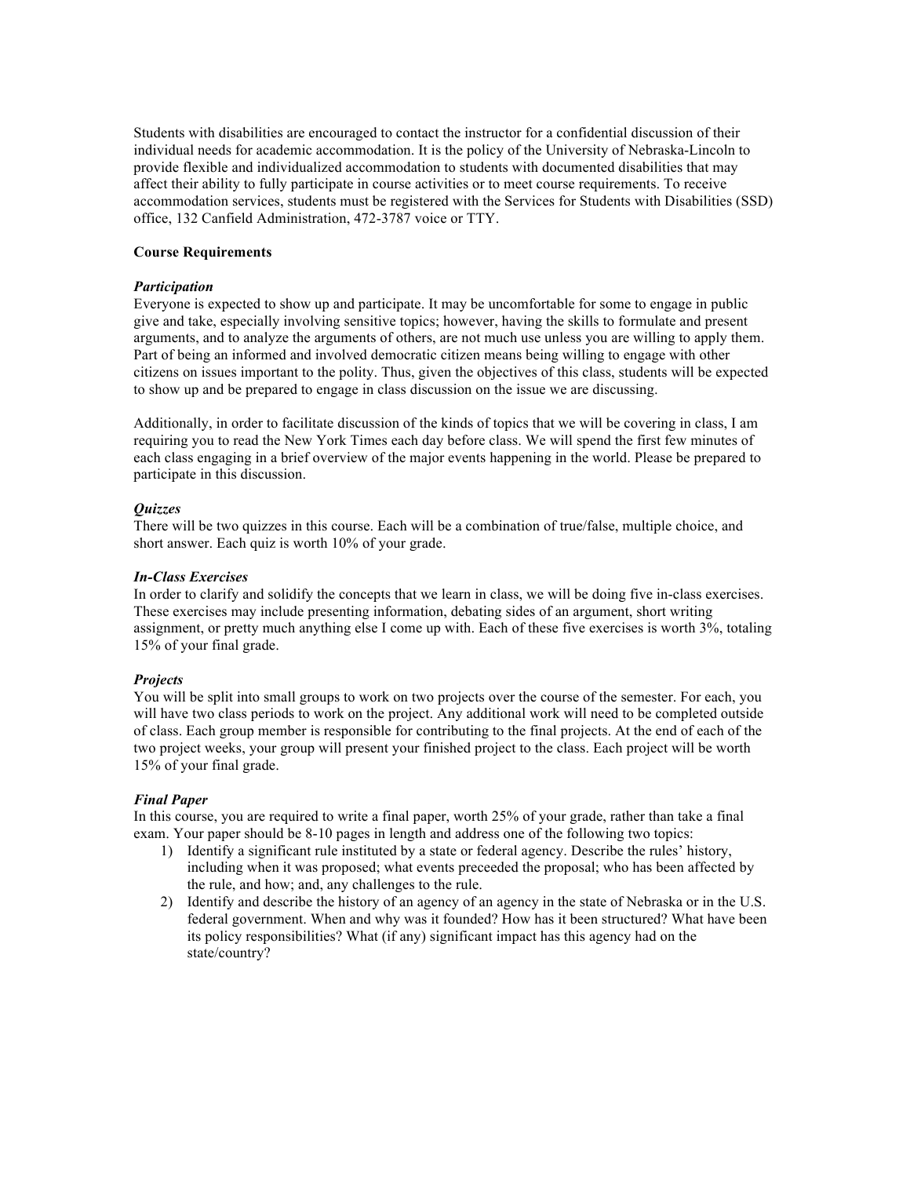Students with disabilities are encouraged to contact the instructor for a confidential discussion of their individual needs for academic accommodation. It is the policy of the University of Nebraska-Lincoln to provide flexible and individualized accommodation to students with documented disabilities that may affect their ability to fully participate in course activities or to meet course requirements. To receive accommodation services, students must be registered with the Services for Students with Disabilities (SSD) office, 132 Canfield Administration, 472-3787 voice or TTY.

**Course Requirements**

***Participation***

Everyone is expected to show up and participate. It may be uncomfortable for some to engage in public give and take, especially involving sensitive topics; however, having the skills to formulate and present arguments, and to analyze the arguments of others, are not much use unless you are willing to apply them. Part of being an informed and involved democratic citizen means being willing to engage with other citizens on issues important to the polity. Thus, given the objectives of this class, students will be expected to show up and be prepared to engage in class discussion on the issue we are discussing.

Additionally, in order to facilitate discussion of the kinds of topics that we will be covering in class, I am requiring you to read the New York Times each day before class. We will spend the first few minutes of each class engaging in a brief overview of the major events happening in the world. Please be prepared to participate in this discussion.

***Quizzes***

There will be two quizzes in this course. Each will be a combination of true/false, multiple choice, and short answer. Each quiz is worth 10% of your grade.

***In-Class Exercises***

In order to clarify and solidify the concepts that we learn in class, we will be doing five in-class exercises. These exercises may include presenting information, debating sides of an argument, short writing assignment, or pretty much anything else I come up with. Each of these five exercises is worth 3%, totaling 15% of your final grade.

***Projects***

You will be split into small groups to work on two projects over the course of the semester. For each, you will have two class periods to work on the project. Any additional work will need to be completed outside of class. Each group member is responsible for contributing to the final projects. At the end of each of the two project weeks, your group will present your finished project to the class. Each project will be worth 15% of your final grade.

***Final Paper***

In this course, you are required to write a final paper, worth 25% of your grade, rather than take a final exam. Your paper should be 8-10 pages in length and address one of the following two topics:

1) Identify a significant rule instituted by a state or federal agency. Describe the rules' history, including when it was proposed; what events preceeded the proposal; who has been affected by the rule, and how; and, any challenges to the rule.
2) Identify and describe the history of an agency of an agency in the state of Nebraska or in the U.S. federal government. When and why was it founded? How has it been structured? What have been its policy responsibilities? What (if any) significant impact has this agency had on the state/country?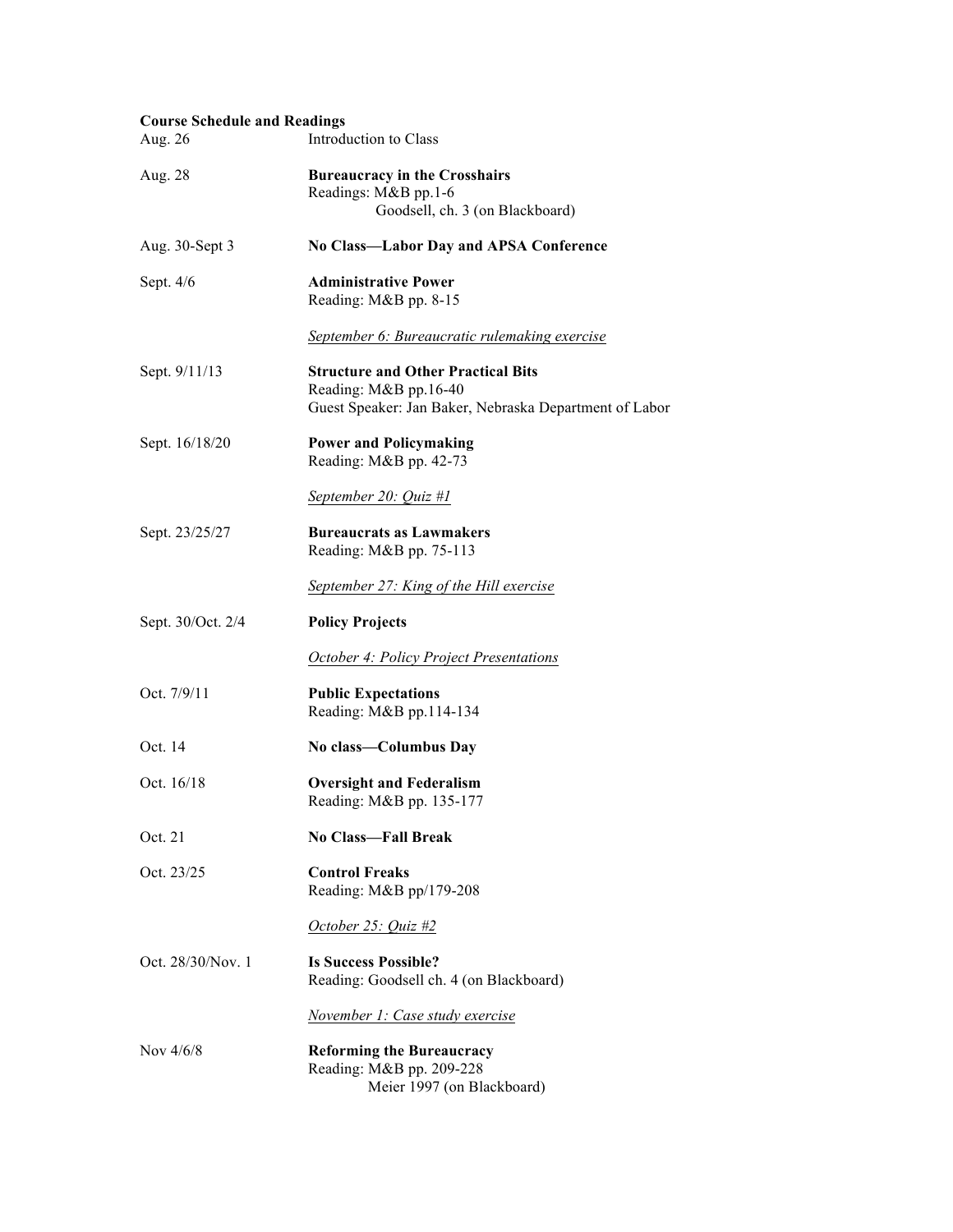**Course Schedule and Readings**

| | |
|---|---|
| Aug. 26 | Introduction to Class |
| Aug. 28 | **Bureaucracy in the Crosshairs**<br>Readings: M&B pp.1-6<br>Goodsell, ch. 3 (on Blackboard) |
| Aug. 30-Sept 3 | **No Class—Labor Day and APSA Conference** |
| Sept. 4/6 | **Administrative Power**<br>Reading: M&B pp. 8-15<br><br>*September 6: Bureaucratic rulemaking exercise* |
| Sept. 9/11/13 | **Structure and Other Practical Bits**<br>Reading: M&B pp.16-40<br>Guest Speaker: Jan Baker, Nebraska Department of Labor |
| Sept. 16/18/20 | **Power and Policymaking**<br>Reading: M&B pp. 42-73<br><br>*September 20: Quiz #1* |
| Sept. 23/25/27 | **Bureaucrats as Lawmakers**<br>Reading: M&B pp. 75-113<br><br>*September 27: King of the Hill exercise* |
| Sept. 30/Oct. 2/4 | **Policy Projects**<br><br>*October 4: Policy Project Presentations* |
| Oct. 7/9/11 | **Public Expectations**<br>Reading: M&B pp.114-134 |
| Oct. 14 | **No class—Columbus Day** |
| Oct. 16/18 | **Oversight and Federalism**<br>Reading: M&B pp. 135-177 |
| Oct. 21 | **No Class—Fall Break** |
| Oct. 23/25 | **Control Freaks**<br>Reading: M&B pp/179-208<br><br>*October 25: Quiz #2* |
| Oct. 28/30/Nov. 1 | **Is Success Possible?**<br>Reading: Goodsell ch. 4 (on Blackboard)<br><br>*November 1: Case study exercise* |
| Nov 4/6/8 | **Reforming the Bureaucracy**<br>Reading: M&B pp. 209-228<br>Meier 1997 (on Blackboard) |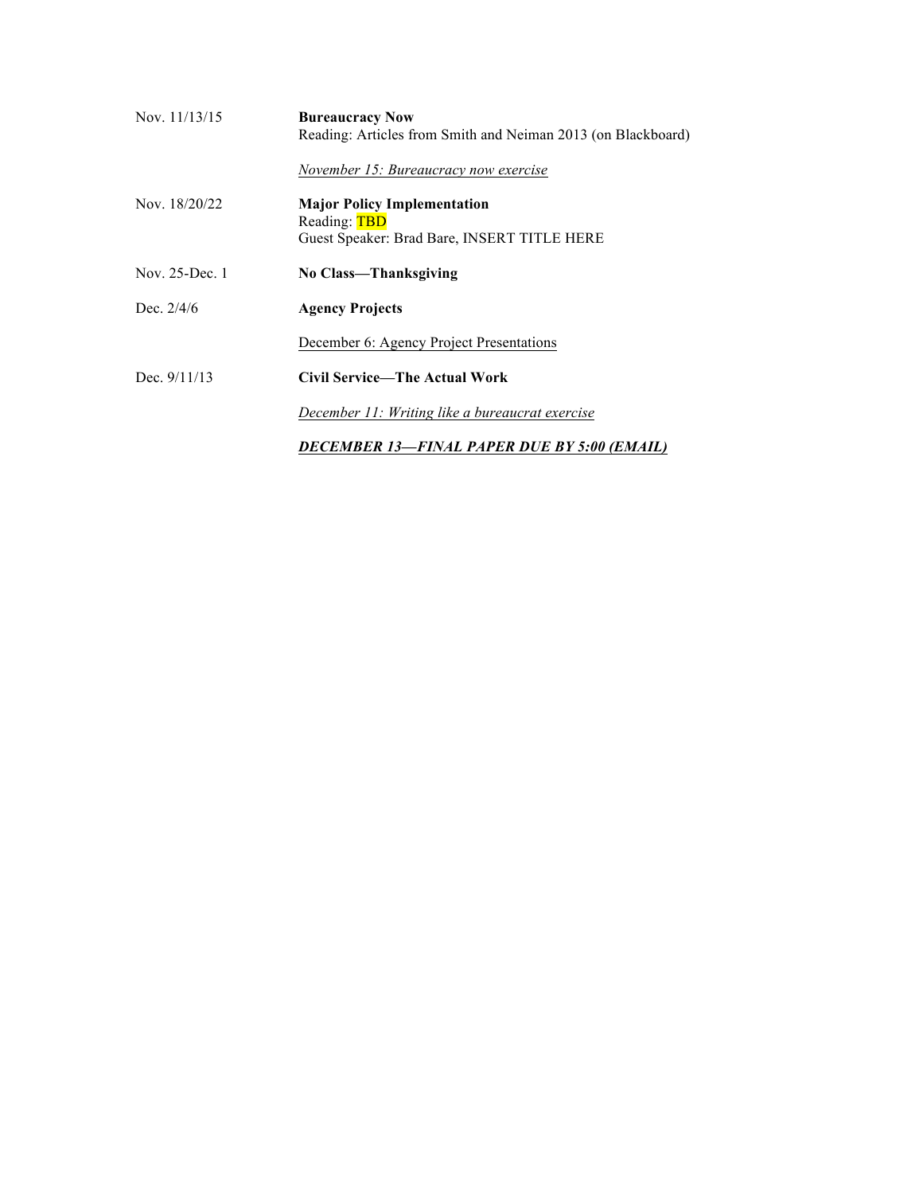| | | |
|---|---|---|
| Nov. 11/13/15 | **Bureaucracy Now**<br>Reading: Articles from Smith and Neiman 2013 (on Blackboard)<br><br>*November 15: Bureaucracy now exercise* |
| Nov. 18/20/22 | **Major Policy Implementation**<br>Reading: TBD<br>Guest Speaker: Brad Bare, INSERT TITLE HERE |
| Nov. 25-Dec. 1 | **No Class—Thanksgiving** |
| Dec. 2/4/6 | **Agency Projects**<br><br>December 6: Agency Project Presentations |
| Dec. 9/11/13 | **Civil Service—The Actual Work**<br><br>*December 11: Writing like a bureaucrat exercise*<br><br>***DECEMBER 13—FINAL PAPER DUE BY 5:00 (EMAIL)*** |